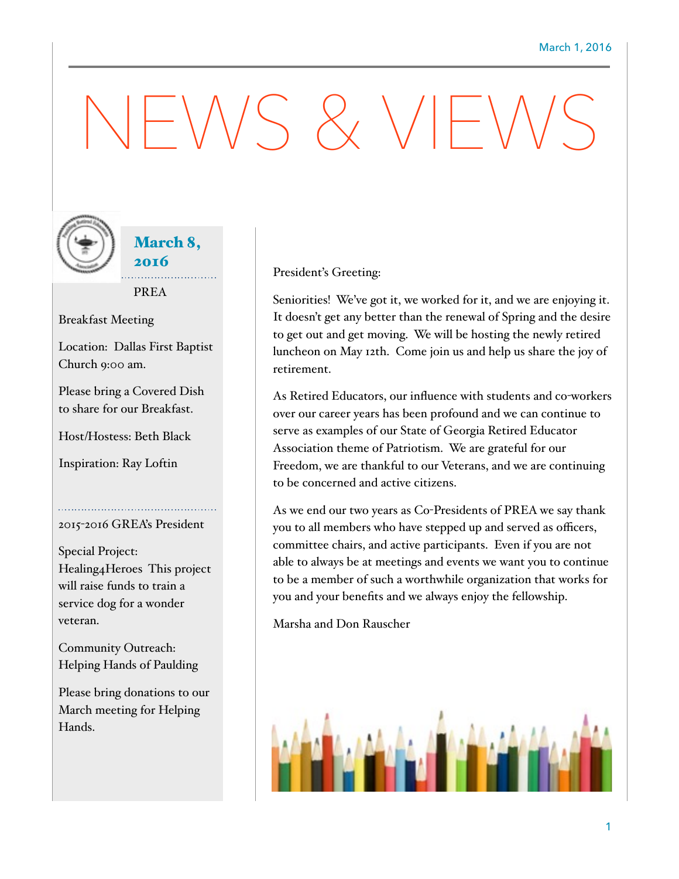March 1, 2016

# NEWS & VIEWS

## March 8, 2016

PREA

Breakfast Meeting

Location: Dallas First Baptist Church 9:00 am.

Please bring a Covered Dish to share for our Breakfast.

Host/Hostess: Beth Black

Inspiration: Ray Loftin

2015-2016 GREA's President

Special Project: Healing4Heroes This project will raise funds to train a service dog for a wonder veteran.

Community Outreach: Helping Hands of Paulding

Please bring donations to our March meeting for Helping Hands.

President's Greeting:

Seniorities! We've got it, we worked for it, and we are enjoying it. It doesn't get any better than the renewal of Spring and the desire to get out and get moving. We will be hosting the newly retired luncheon on May 12th. Come join us and help us share the joy of retirement.

As Retired Educators, our influence with students and co-workers over our career years has been profound and we can continue to serve as examples of our State of Georgia Retired Educator Association theme of Patriotism. We are grateful for our Freedom, we are thankful to our Veterans, and we are continuing to be concerned and active citizens.

As we end our two years as Co-Presidents of PREA we say thank you to all members who have stepped up and served as officers, committee chairs, and active participants. Even if you are not able to always be at meetings and events we want you to continue to be a member of such a worthwhile organization that works for you and your benefits and we always enjoy the fellowship.

Marsha and Don Rauscher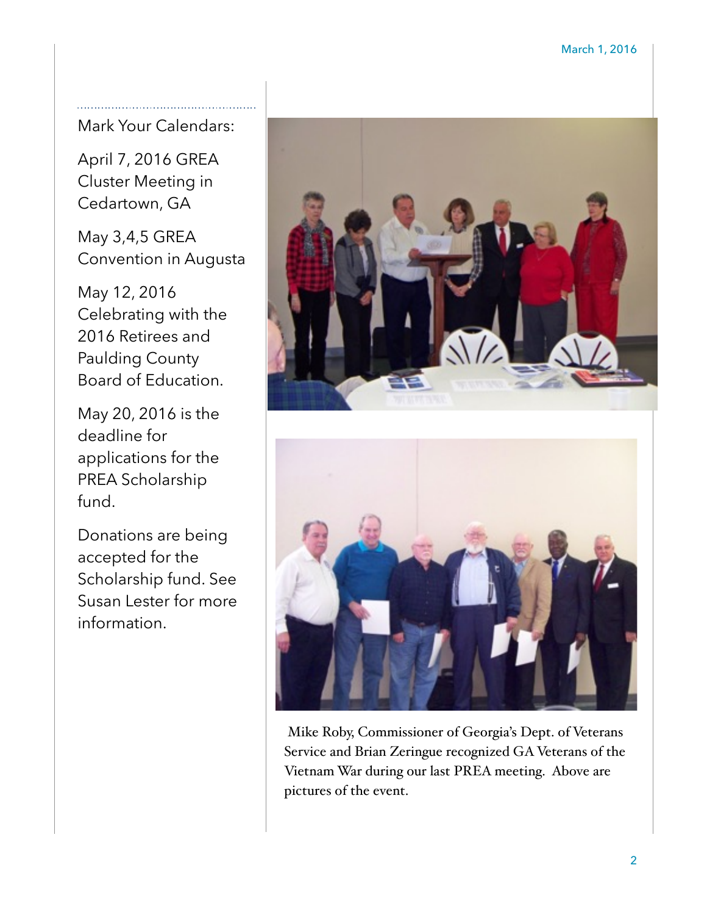Mark Your Calendars:

April 7, 2016 GREA Cluster Meeting in Cedartown, GA

May 3,4,5 GREA Convention in Augusta

May 12, 2016 Celebrating with the 2016 Retirees and Paulding County Board of Education.

May 20, 2016 is the deadline for applications for the PREA Scholarship fund.

Donations are being accepted for the Scholarship fund. See Susan Lester for more information.

Mike Roby, Commissioner of Georgia's Dept. of Veterans Service and Brian Zeringue recognized GA Veterans of the Vietnam War during our last PREA meeting. Above are pictures of the event.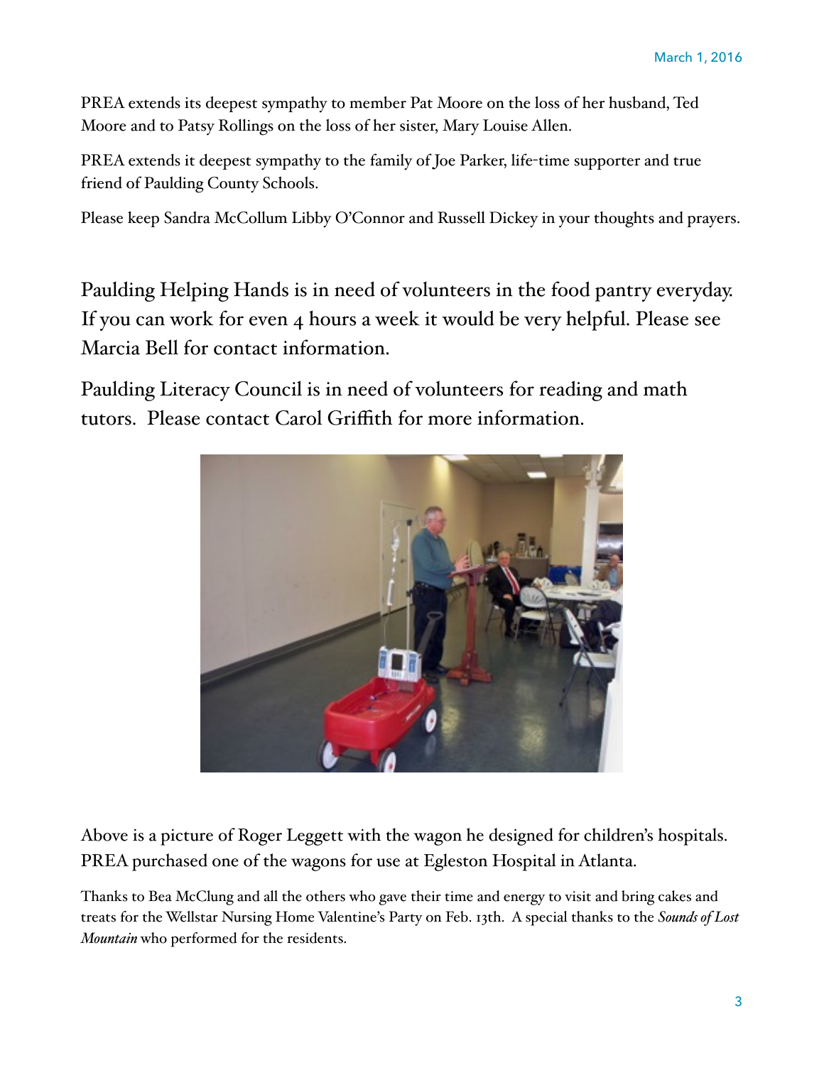PREA extends its deepest sympathy to member Pat Moore on the loss of her husband, Ted Moore and to Patsy Rollings on the loss of her sister, Mary Louise Allen.

PREA extends it deepest sympathy to the family of Joe Parker, life-time supporter and true friend of Paulding County Schools.

Please keep Sandra McCollum Libby O'Connor and Russell Dickey in your thoughts and prayers.

Paulding Helping Hands is in need of volunteers in the food pantry everyday. If you can work for even 4 hours a week it would be very helpful. Please see Marcia Bell for contact information.

Paulding Literacy Council is in need of volunteers for reading and math tutors. Please contact Carol Griffith for more information.

Above is a picture of Roger Leggett with the wagon he designed for children's hospitals. PREA purchased one of the wagons for use at Egleston Hospital in Atlanta.

Thanks to Bea McClung and all the others who gave their time and energy to visit and bring cakes and treats for the Wellstar Nursing Home Valentine's Party on Feb. 13th. A special thanks to the *Sounds of Lost Mountain* who performed for the residents.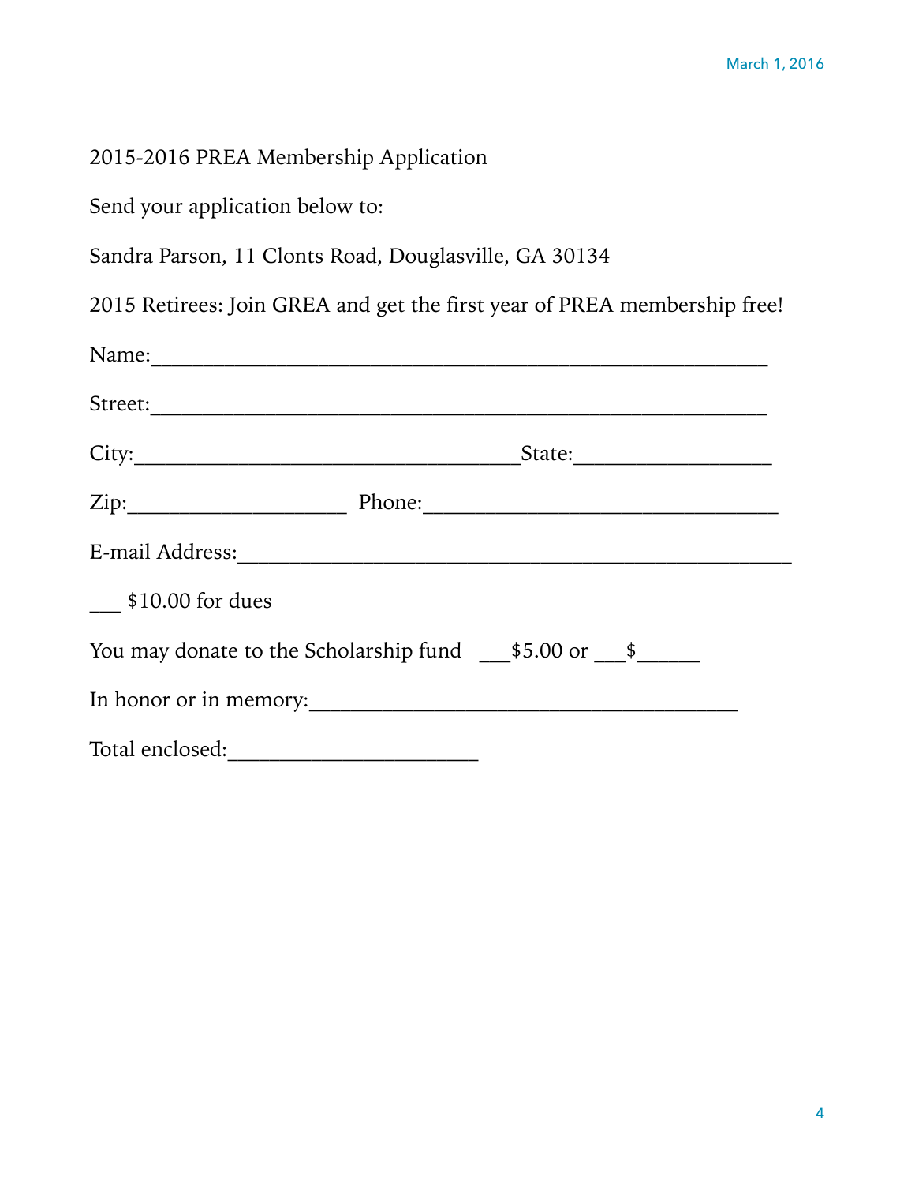2015-2016 PREA Membership Application

Send your application below to:

Sandra Parson, 11 Clonts Road, Douglasville, GA 30134

2015 Retirees: Join GREA and get the first year of PREA membership free!

Name:_______________________________________________________

Street:_______________________________________________________

City:___________________________________State:___________________

Zip:____________________ Phone:__________________________________

E-mail Address:_____________________________________________________

___ $10.00 for dues

You may donate to the Scholarship fund ___$5.00 or ___$______

In honor or in memory:________________________________________

Total enclosed:_______________________